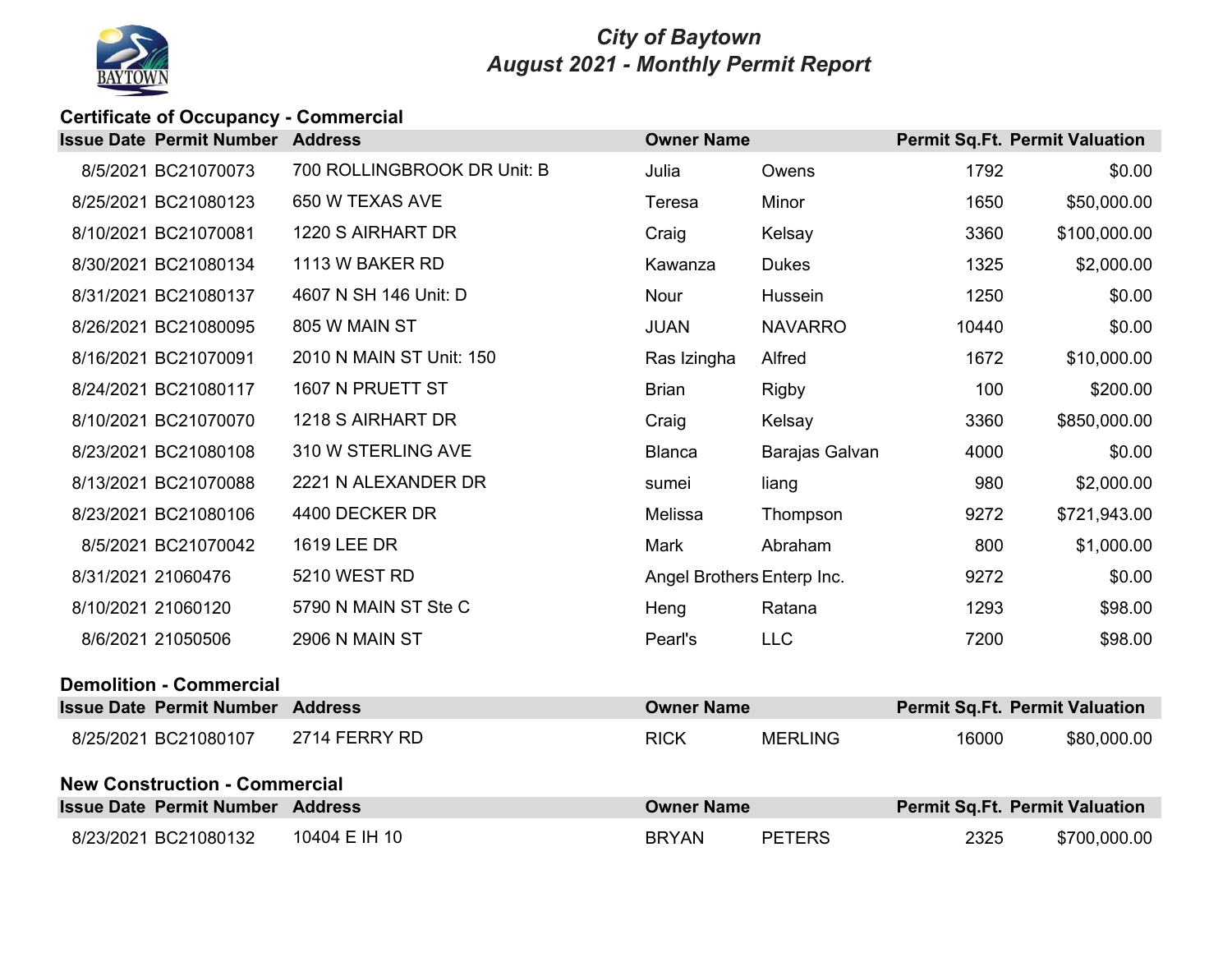# City of Baytown
## August 2021 - Monthly Permit Report

### Certificate of Occupancy - Commercial

| Issue Date | Permit Number | Address | Owner Name | | Permit Sq.Ft. | Permit Valuation |
|---|---|---|---|---|---|---|
| 8/5/2021 | BC21070073 | 700 ROLLINGBROOK DR Unit: B | Julia | Owens | 1792 | $0.00 |
| 8/25/2021 | BC21080123 | 650 W TEXAS AVE | Teresa | Minor | 1650 | $50,000.00 |
| 8/10/2021 | BC21070081 | 1220 S AIRHART DR | Craig | Kelsay | 3360 | $100,000.00 |
| 8/30/2021 | BC21080134 | 1113 W BAKER RD | Kawanza | Dukes | 1325 | $2,000.00 |
| 8/31/2021 | BC21080137 | 4607 N SH 146 Unit: D | Nour | Hussein | 1250 | $0.00 |
| 8/26/2021 | BC21080095 | 805 W MAIN ST | JUAN | NAVARRO | 10440 | $0.00 |
| 8/16/2021 | BC21070091 | 2010 N MAIN ST Unit: 150 | Ras Izingha | Alfred | 1672 | $10,000.00 |
| 8/24/2021 | BC21080117 | 1607 N PRUETT ST | Brian | Rigby | 100 | $200.00 |
| 8/10/2021 | BC21070070 | 1218 S AIRHART DR | Craig | Kelsay | 3360 | $850,000.00 |
| 8/23/2021 | BC21080108 | 310 W STERLING AVE | Blanca | Barajas Galvan | 4000 | $0.00 |
| 8/13/2021 | BC21070088 | 2221 N ALEXANDER DR | sumei | liang | 980 | $2,000.00 |
| 8/23/2021 | BC21080106 | 4400 DECKER DR | Melissa | Thompson | 9272 | $721,943.00 |
| 8/5/2021 | BC21070042 | 1619 LEE DR | Mark | Abraham | 800 | $1,000.00 |
| 8/31/2021 | 21060476 | 5210 WEST RD | Angel Brothers | Enterp Inc. | 9272 | $0.00 |
| 8/10/2021 | 21060120 | 5790 N MAIN ST Ste C | Heng | Ratana | 1293 | $98.00 |
| 8/6/2021 | 21050506 | 2906 N MAIN ST | Pearl's | LLC | 7200 | $98.00 |

### Demolition - Commercial

| Issue Date | Permit Number | Address | Owner Name | | Permit Sq.Ft. | Permit Valuation |
|---|---|---|---|---|---|---|
| 8/25/2021 | BC21080107 | 2714 FERRY RD | RICK | MERLING | 16000 | $80,000.00 |

### New Construction - Commercial

| Issue Date | Permit Number | Address | Owner Name | | Permit Sq.Ft. | Permit Valuation |
|---|---|---|---|---|---|---|
| 8/23/2021 | BC21080132 | 10404 E IH 10 | BRYAN | PETERS | 2325 | $700,000.00 |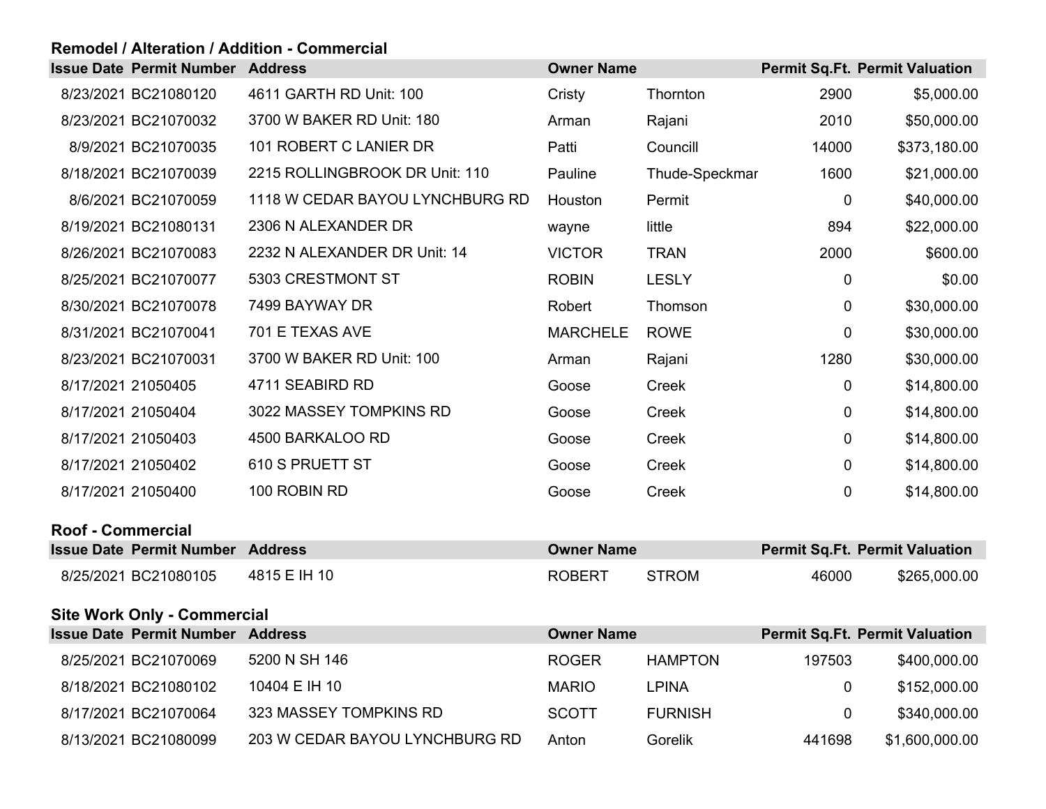### Remodel / Alteration / Addition - Commercial

| Issue Date | Permit Number | Address | Owner Name | | Permit Sq.Ft. | Permit Valuation |
|---|---|---|---|---|---|---|
| 8/23/2021 | BC21080120 | 4611 GARTH RD Unit: 100 | Cristy | Thornton | 2900 | $5,000.00 |
| 8/23/2021 | BC21070032 | 3700 W BAKER RD Unit: 180 | Arman | Rajani | 2010 | $50,000.00 |
| 8/9/2021 | BC21070035 | 101 ROBERT C LANIER DR | Patti | Councill | 14000 | $373,180.00 |
| 8/18/2021 | BC21070039 | 2215 ROLLINGBROOK DR Unit: 110 | Pauline | Thude-Speckmar | 1600 | $21,000.00 |
| 8/6/2021 | BC21070059 | 1118 W CEDAR BAYOU LYNCHBURG RD | Houston | Permit | 0 | $40,000.00 |
| 8/19/2021 | BC21080131 | 2306 N ALEXANDER DR | wayne | little | 894 | $22,000.00 |
| 8/26/2021 | BC21070083 | 2232 N ALEXANDER DR Unit: 14 | VICTOR | TRAN | 2000 | $600.00 |
| 8/25/2021 | BC21070077 | 5303 CRESTMONT ST | ROBIN | LESLY | 0 | $0.00 |
| 8/30/2021 | BC21070078 | 7499 BAYWAY DR | Robert | Thomson | 0 | $30,000.00 |
| 8/31/2021 | BC21070041 | 701 E TEXAS AVE | MARCHELE | ROWE | 0 | $30,000.00 |
| 8/23/2021 | BC21070031 | 3700 W BAKER RD Unit: 100 | Arman | Rajani | 1280 | $30,000.00 |
| 8/17/2021 | 21050405 | 4711 SEABIRD RD | Goose | Creek | 0 | $14,800.00 |
| 8/17/2021 | 21050404 | 3022 MASSEY TOMPKINS RD | Goose | Creek | 0 | $14,800.00 |
| 8/17/2021 | 21050403 | 4500 BARKALOO RD | Goose | Creek | 0 | $14,800.00 |
| 8/17/2021 | 21050402 | 610 S PRUETT ST | Goose | Creek | 0 | $14,800.00 |
| 8/17/2021 | 21050400 | 100 ROBIN RD | Goose | Creek | 0 | $14,800.00 |

### Roof - Commercial

| Issue Date | Permit Number | Address | Owner Name | | Permit Sq.Ft. | Permit Valuation |
|---|---|---|---|---|---|---|
| 8/25/2021 | BC21080105 | 4815 E IH 10 | ROBERT | STROM | 46000 | $265,000.00 |

### Site Work Only - Commercial

| Issue Date | Permit Number | Address | Owner Name | | Permit Sq.Ft. | Permit Valuation |
|---|---|---|---|---|---|---|
| 8/25/2021 | BC21070069 | 5200 N SH 146 | ROGER | HAMPTON | 197503 | $400,000.00 |
| 8/18/2021 | BC21080102 | 10404 E IH 10 | MARIO | LPINA | 0 | $152,000.00 |
| 8/17/2021 | BC21070064 | 323 MASSEY TOMPKINS RD | SCOTT | FURNISH | 0 | $340,000.00 |
| 8/13/2021 | BC21080099 | 203 W CEDAR BAYOU LYNCHBURG RD | Anton | Gorelik | 441698 | $1,600,000.00 |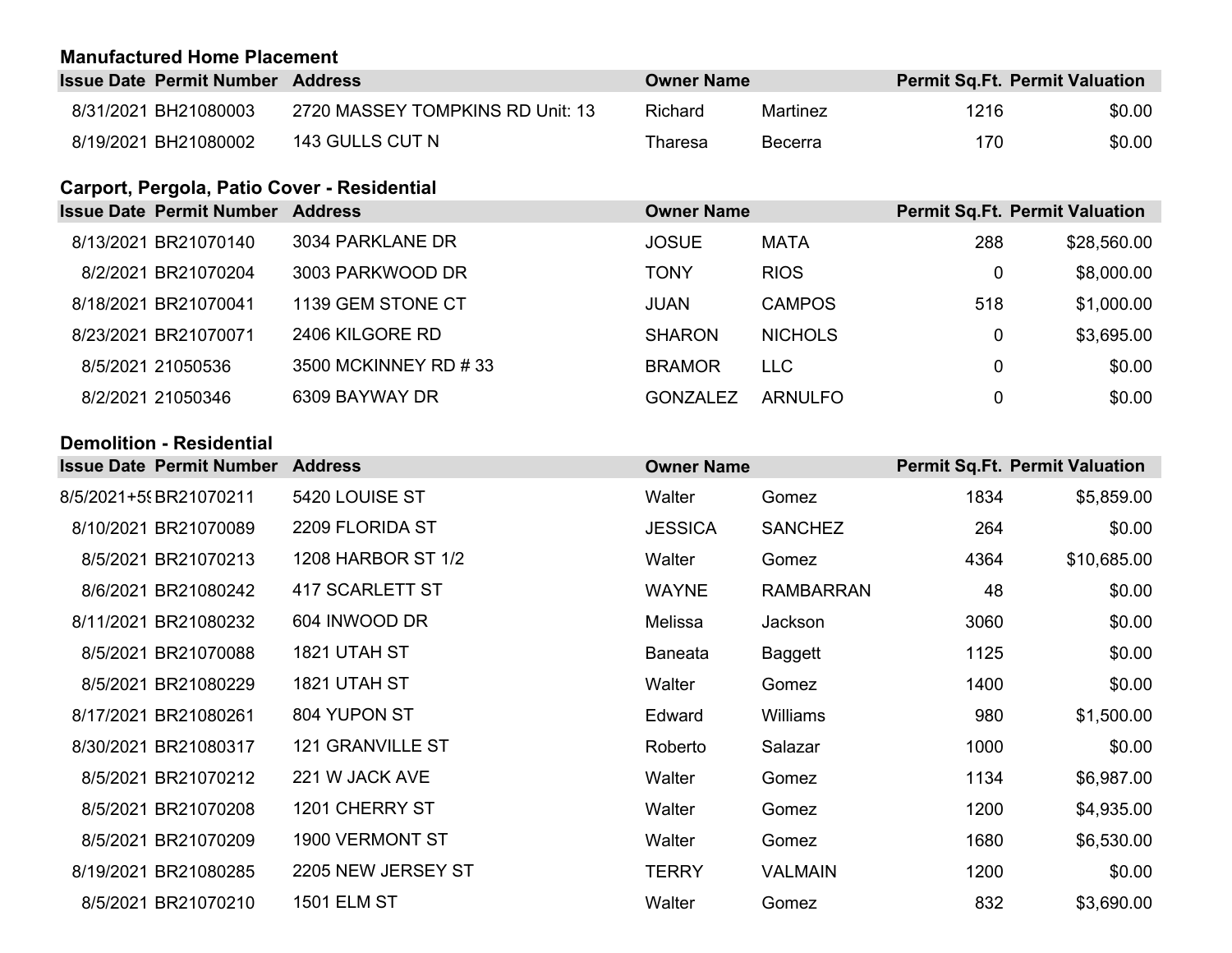### Manufactured Home Placement

| Issue Date | Permit Number | Address | Owner Name | | Permit Sq.Ft. | Permit Valuation |
|---|---|---|---|---|---|---|
| 8/31/2021 | BH21080003 | 2720 MASSEY TOMPKINS RD Unit: 13 | Richard | Martinez | 1216 | $0.00 |
| 8/19/2021 | BH21080002 | 143 GULLS CUT N | Tharesa | Becerra | 170 | $0.00 |

### Carport, Pergola, Patio Cover - Residential

| Issue Date | Permit Number | Address | Owner Name | | Permit Sq.Ft. | Permit Valuation |
|---|---|---|---|---|---|---|
| 8/13/2021 | BR21070140 | 3034 PARKLANE DR | JOSUE | MATA | 288 | $28,560.00 |
| 8/2/2021 | BR21070204 | 3003 PARKWOOD DR | TONY | RIOS | 0 | $8,000.00 |
| 8/18/2021 | BR21070041 | 1139 GEM STONE CT | JUAN | CAMPOS | 518 | $1,000.00 |
| 8/23/2021 | BR21070071 | 2406 KILGORE RD | SHARON | NICHOLS | 0 | $3,695.00 |
| 8/5/2021 | 21050536 | 3500 MCKINNEY RD # 33 | BRAMOR | LLC | 0 | $0.00 |
| 8/2/2021 | 21050346 | 6309 BAYWAY DR | GONZALEZ | ARNULFO | 0 | $0.00 |

### Demolition - Residential

| Issue Date | Permit Number | Address | Owner Name | | Permit Sq.Ft. | Permit Valuation |
|---|---|---|---|---|---|---|
| 8/5/2021+5! | BR21070211 | 5420 LOUISE ST | Walter | Gomez | 1834 | $5,859.00 |
| 8/10/2021 | BR21070089 | 2209 FLORIDA ST | JESSICA | SANCHEZ | 264 | $0.00 |
| 8/5/2021 | BR21070213 | 1208 HARBOR ST 1/2 | Walter | Gomez | 4364 | $10,685.00 |
| 8/6/2021 | BR21080242 | 417 SCARLETT ST | WAYNE | RAMBARRAN | 48 | $0.00 |
| 8/11/2021 | BR21080232 | 604 INWOOD DR | Melissa | Jackson | 3060 | $0.00 |
| 8/5/2021 | BR21070088 | 1821 UTAH ST | Baneata | Baggett | 1125 | $0.00 |
| 8/5/2021 | BR21080229 | 1821 UTAH ST | Walter | Gomez | 1400 | $0.00 |
| 8/17/2021 | BR21080261 | 804 YUPON ST | Edward | Williams | 980 | $1,500.00 |
| 8/30/2021 | BR21080317 | 121 GRANVILLE ST | Roberto | Salazar | 1000 | $0.00 |
| 8/5/2021 | BR21070212 | 221 W JACK AVE | Walter | Gomez | 1134 | $6,987.00 |
| 8/5/2021 | BR21070208 | 1201 CHERRY ST | Walter | Gomez | 1200 | $4,935.00 |
| 8/5/2021 | BR21070209 | 1900 VERMONT ST | Walter | Gomez | 1680 | $6,530.00 |
| 8/19/2021 | BR21080285 | 2205 NEW JERSEY ST | TERRY | VALMAIN | 1200 | $0.00 |
| 8/5/2021 | BR21070210 | 1501 ELM ST | Walter | Gomez | 832 | $3,690.00 |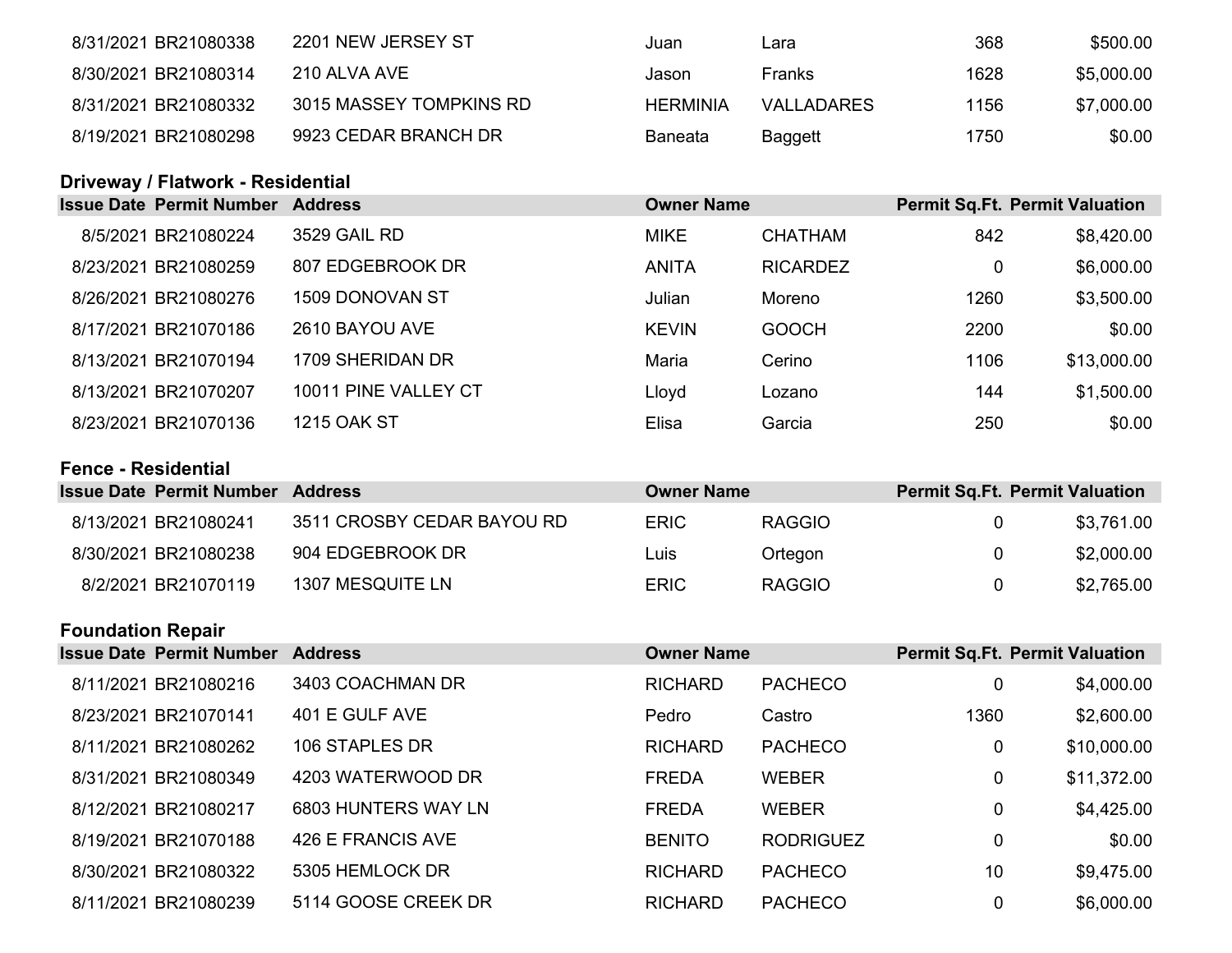| Issue Date | Permit Number | Address | Owner Name | | Permit Sq.Ft. | Permit Valuation |
|---|---|---|---|---|---|---|
| 8/31/2021 | BR21080338 | 2201 NEW JERSEY ST | Juan | Lara | 368 | $500.00 |
| 8/30/2021 | BR21080314 | 210 ALVA AVE | Jason | Franks | 1628 | $5,000.00 |
| 8/31/2021 | BR21080332 | 3015 MASSEY TOMPKINS RD | HERMINIA | VALLADARES | 1156 | $7,000.00 |
| 8/19/2021 | BR21080298 | 9923 CEDAR BRANCH DR | Baneata | Baggett | 1750 | $0.00 |

## Driveway / Flatwork - Residential

| Issue Date | Permit Number | Address | Owner Name | | Permit Sq.Ft. | Permit Valuation |
|---|---|---|---|---|---|---|
| 8/5/2021 | BR21080224 | 3529 GAIL RD | MIKE | CHATHAM | 842 | $8,420.00 |
| 8/23/2021 | BR21080259 | 807 EDGEBROOK DR | ANITA | RICARDEZ | 0 | $6,000.00 |
| 8/26/2021 | BR21080276 | 1509 DONOVAN ST | Julian | Moreno | 1260 | $3,500.00 |
| 8/17/2021 | BR21070186 | 2610 BAYOU AVE | KEVIN | GOOCH | 2200 | $0.00 |
| 8/13/2021 | BR21070194 | 1709 SHERIDAN DR | Maria | Cerino | 1106 | $13,000.00 |
| 8/13/2021 | BR21070207 | 10011 PINE VALLEY CT | Lloyd | Lozano | 144 | $1,500.00 |
| 8/23/2021 | BR21070136 | 1215 OAK ST | Elisa | Garcia | 250 | $0.00 |

## Fence - Residential

| Issue Date | Permit Number | Address | Owner Name | | Permit Sq.Ft. | Permit Valuation |
|---|---|---|---|---|---|---|
| 8/13/2021 | BR21080241 | 3511 CROSBY CEDAR BAYOU RD | ERIC | RAGGIO | 0 | $3,761.00 |
| 8/30/2021 | BR21080238 | 904 EDGEBROOK DR | Luis | Ortegon | 0 | $2,000.00 |
| 8/2/2021 | BR21070119 | 1307 MESQUITE LN | ERIC | RAGGIO | 0 | $2,765.00 |

## Foundation Repair

| Issue Date | Permit Number | Address | Owner Name | | Permit Sq.Ft. | Permit Valuation |
|---|---|---|---|---|---|---|
| 8/11/2021 | BR21080216 | 3403 COACHMAN DR | RICHARD | PACHECO | 0 | $4,000.00 |
| 8/23/2021 | BR21070141 | 401 E GULF AVE | Pedro | Castro | 1360 | $2,600.00 |
| 8/11/2021 | BR21080262 | 106 STAPLES DR | RICHARD | PACHECO | 0 | $10,000.00 |
| 8/31/2021 | BR21080349 | 4203 WATERWOOD DR | FREDA | WEBER | 0 | $11,372.00 |
| 8/12/2021 | BR21080217 | 6803 HUNTERS WAY LN | FREDA | WEBER | 0 | $4,425.00 |
| 8/19/2021 | BR21070188 | 426 E FRANCIS AVE | BENITO | RODRIGUEZ | 0 | $0.00 |
| 8/30/2021 | BR21080322 | 5305 HEMLOCK DR | RICHARD | PACHECO | 10 | $9,475.00 |
| 8/11/2021 | BR21080239 | 5114 GOOSE CREEK DR | RICHARD | PACHECO | 0 | $6,000.00 |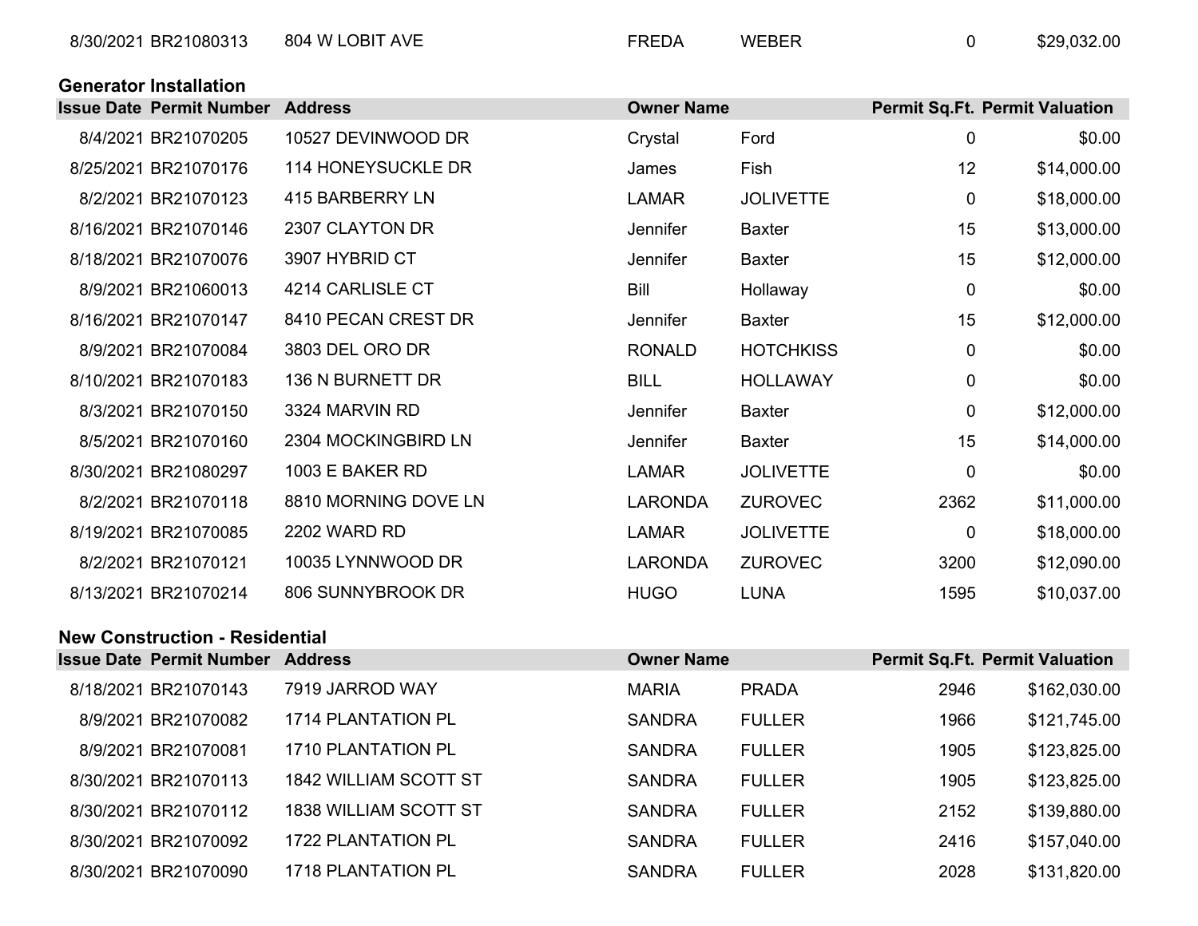| Issue Date | Permit Number | Address | Owner Name | | Permit Sq.Ft. | Permit Valuation |
|---|---|---|---|---|---|---|
| 8/30/2021 | BR21080313 | 804 W LOBIT AVE | FREDA | WEBER | 0 | $29,032.00 |

### Generator Installation

| Issue Date | Permit Number | Address | Owner Name | | Permit Sq.Ft. | Permit Valuation |
|---|---|---|---|---|---|---|
| 8/4/2021 | BR21070205 | 10527 DEVINWOOD DR | Crystal | Ford | 0 | $0.00 |
| 8/25/2021 | BR21070176 | 114 HONEYSUCKLE DR | James | Fish | 12 | $14,000.00 |
| 8/2/2021 | BR21070123 | 415 BARBERRY LN | LAMAR | JOLIVETTE | 0 | $18,000.00 |
| 8/16/2021 | BR21070146 | 2307 CLAYTON DR | Jennifer | Baxter | 15 | $13,000.00 |
| 8/18/2021 | BR21070076 | 3907 HYBRID CT | Jennifer | Baxter | 15 | $12,000.00 |
| 8/9/2021 | BR21060013 | 4214 CARLISLE CT | Bill | Hollaway | 0 | $0.00 |
| 8/16/2021 | BR21070147 | 8410 PECAN CREST DR | Jennifer | Baxter | 15 | $12,000.00 |
| 8/9/2021 | BR21070084 | 3803 DEL ORO DR | RONALD | HOTCHKISS | 0 | $0.00 |
| 8/10/2021 | BR21070183 | 136 N BURNETT DR | BILL | HOLLAWAY | 0 | $0.00 |
| 8/3/2021 | BR21070150 | 3324 MARVIN RD | Jennifer | Baxter | 0 | $12,000.00 |
| 8/5/2021 | BR21070160 | 2304 MOCKINGBIRD LN | Jennifer | Baxter | 15 | $14,000.00 |
| 8/30/2021 | BR21080297 | 1003 E BAKER RD | LAMAR | JOLIVETTE | 0 | $0.00 |
| 8/2/2021 | BR21070118 | 8810 MORNING DOVE LN | LARONDA | ZUROVEC | 2362 | $11,000.00 |
| 8/19/2021 | BR21070085 | 2202 WARD RD | LAMAR | JOLIVETTE | 0 | $18,000.00 |
| 8/2/2021 | BR21070121 | 10035 LYNNWOOD DR | LARONDA | ZUROVEC | 3200 | $12,090.00 |
| 8/13/2021 | BR21070214 | 806 SUNNYBROOK DR | HUGO | LUNA | 1595 | $10,037.00 |

### New Construction - Residential

| Issue Date | Permit Number | Address | Owner Name | | Permit Sq.Ft. | Permit Valuation |
|---|---|---|---|---|---|---|
| 8/18/2021 | BR21070143 | 7919 JARROD WAY | MARIA | PRADA | 2946 | $162,030.00 |
| 8/9/2021 | BR21070082 | 1714 PLANTATION PL | SANDRA | FULLER | 1966 | $121,745.00 |
| 8/9/2021 | BR21070081 | 1710 PLANTATION PL | SANDRA | FULLER | 1905 | $123,825.00 |
| 8/30/2021 | BR21070113 | 1842 WILLIAM SCOTT ST | SANDRA | FULLER | 1905 | $123,825.00 |
| 8/30/2021 | BR21070112 | 1838 WILLIAM SCOTT ST | SANDRA | FULLER | 2152 | $139,880.00 |
| 8/30/2021 | BR21070092 | 1722 PLANTATION PL | SANDRA | FULLER | 2416 | $157,040.00 |
| 8/30/2021 | BR21070090 | 1718 PLANTATION PL | SANDRA | FULLER | 2028 | $131,820.00 |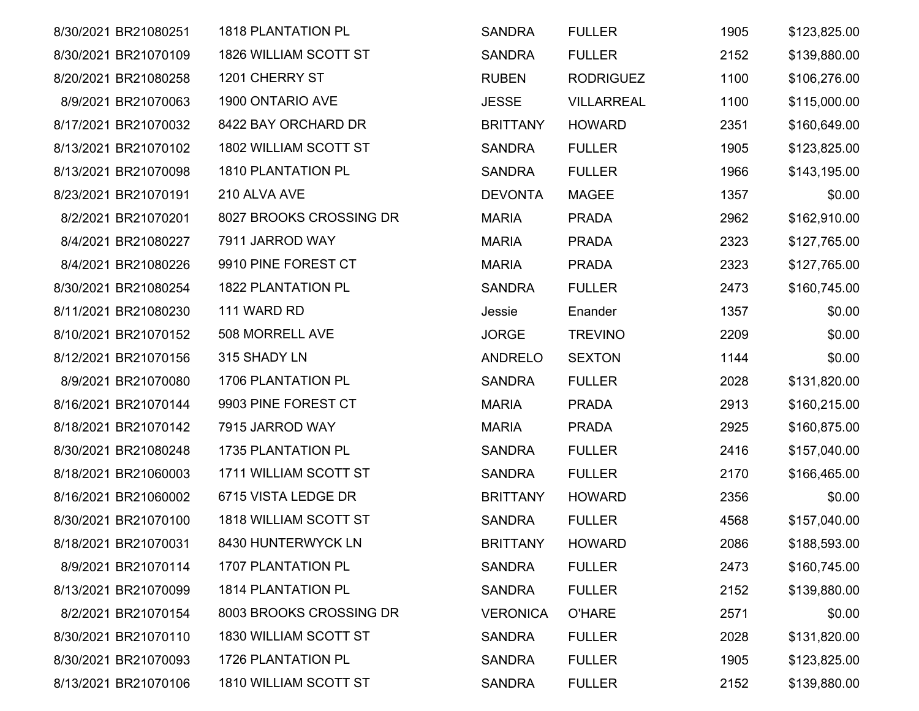| | | | | | | |
|---|---|---|---|---|---|---|
| 8/30/2021 | BR21080251 | 1818 PLANTATION PL | SANDRA | FULLER | 1905 | $123,825.00 |
| 8/30/2021 | BR21070109 | 1826 WILLIAM SCOTT ST | SANDRA | FULLER | 2152 | $139,880.00 |
| 8/20/2021 | BR21080258 | 1201 CHERRY ST | RUBEN | RODRIGUEZ | 1100 | $106,276.00 |
| 8/9/2021 | BR21070063 | 1900 ONTARIO AVE | JESSE | VILLARREAL | 1100 | $115,000.00 |
| 8/17/2021 | BR21070032 | 8422 BAY ORCHARD DR | BRITTANY | HOWARD | 2351 | $160,649.00 |
| 8/13/2021 | BR21070102 | 1802 WILLIAM SCOTT ST | SANDRA | FULLER | 1905 | $123,825.00 |
| 8/13/2021 | BR21070098 | 1810 PLANTATION PL | SANDRA | FULLER | 1966 | $143,195.00 |
| 8/23/2021 | BR21070191 | 210 ALVA AVE | DEVONTA | MAGEE | 1357 | $0.00 |
| 8/2/2021 | BR21070201 | 8027 BROOKS CROSSING DR | MARIA | PRADA | 2962 | $162,910.00 |
| 8/4/2021 | BR21080227 | 7911 JARROD WAY | MARIA | PRADA | 2323 | $127,765.00 |
| 8/4/2021 | BR21080226 | 9910 PINE FOREST CT | MARIA | PRADA | 2323 | $127,765.00 |
| 8/30/2021 | BR21080254 | 1822 PLANTATION PL | SANDRA | FULLER | 2473 | $160,745.00 |
| 8/11/2021 | BR21080230 | 111 WARD RD | Jessie | Enander | 1357 | $0.00 |
| 8/10/2021 | BR21070152 | 508 MORRELL AVE | JORGE | TREVINO | 2209 | $0.00 |
| 8/12/2021 | BR21070156 | 315 SHADY LN | ANDRELO | SEXTON | 1144 | $0.00 |
| 8/9/2021 | BR21070080 | 1706 PLANTATION PL | SANDRA | FULLER | 2028 | $131,820.00 |
| 8/16/2021 | BR21070144 | 9903 PINE FOREST CT | MARIA | PRADA | 2913 | $160,215.00 |
| 8/18/2021 | BR21070142 | 7915 JARROD WAY | MARIA | PRADA | 2925 | $160,875.00 |
| 8/30/2021 | BR21080248 | 1735 PLANTATION PL | SANDRA | FULLER | 2416 | $157,040.00 |
| 8/18/2021 | BR21060003 | 1711 WILLIAM SCOTT ST | SANDRA | FULLER | 2170 | $166,465.00 |
| 8/16/2021 | BR21060002 | 6715 VISTA LEDGE DR | BRITTANY | HOWARD | 2356 | $0.00 |
| 8/30/2021 | BR21070100 | 1818 WILLIAM SCOTT ST | SANDRA | FULLER | 4568 | $157,040.00 |
| 8/18/2021 | BR21070031 | 8430 HUNTERWYCK LN | BRITTANY | HOWARD | 2086 | $188,593.00 |
| 8/9/2021 | BR21070114 | 1707 PLANTATION PL | SANDRA | FULLER | 2473 | $160,745.00 |
| 8/13/2021 | BR21070099 | 1814 PLANTATION PL | SANDRA | FULLER | 2152 | $139,880.00 |
| 8/2/2021 | BR21070154 | 8003 BROOKS CROSSING DR | VERONICA | O'HARE | 2571 | $0.00 |
| 8/30/2021 | BR21070110 | 1830 WILLIAM SCOTT ST | SANDRA | FULLER | 2028 | $131,820.00 |
| 8/30/2021 | BR21070093 | 1726 PLANTATION PL | SANDRA | FULLER | 1905 | $123,825.00 |
| 8/13/2021 | BR21070106 | 1810 WILLIAM SCOTT ST | SANDRA | FULLER | 2152 | $139,880.00 |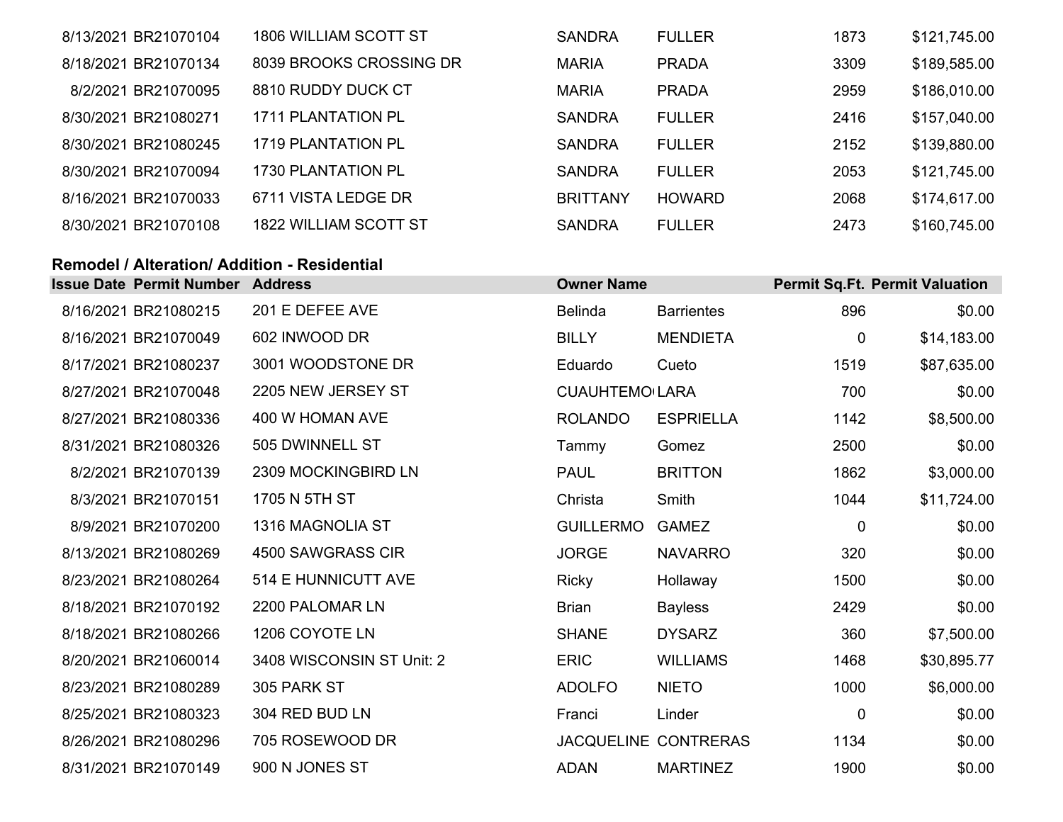| Issue Date | Permit Number | Address | Owner Name | | Permit Sq.Ft. | Permit Valuation |
|---|---|---|---|---|---|---|
| 8/13/2021 | BR21070104 | 1806 WILLIAM SCOTT ST | SANDRA | FULLER | 1873 | $121,745.00 |
| 8/18/2021 | BR21070134 | 8039 BROOKS CROSSING DR | MARIA | PRADA | 3309 | $189,585.00 |
| 8/2/2021 | BR21070095 | 8810 RUDDY DUCK CT | MARIA | PRADA | 2959 | $186,010.00 |
| 8/30/2021 | BR21080271 | 1711 PLANTATION PL | SANDRA | FULLER | 2416 | $157,040.00 |
| 8/30/2021 | BR21080245 | 1719 PLANTATION PL | SANDRA | FULLER | 2152 | $139,880.00 |
| 8/30/2021 | BR21070094 | 1730 PLANTATION PL | SANDRA | FULLER | 2053 | $121,745.00 |
| 8/16/2021 | BR21070033 | 6711 VISTA LEDGE DR | BRITTANY | HOWARD | 2068 | $174,617.00 |
| 8/30/2021 | BR21070108 | 1822 WILLIAM SCOTT ST | SANDRA | FULLER | 2473 | $160,745.00 |

### Remodel / Alteration/ Addition - Residential

| Issue Date | Permit Number | Address | Owner Name | | Permit Sq.Ft. | Permit Valuation |
|---|---|---|---|---|---|---|
| 8/16/2021 | BR21080215 | 201 E DEFEE AVE | Belinda | Barrientes | 896 | $0.00 |
| 8/16/2021 | BR21070049 | 602 INWOOD DR | BILLY | MENDIETA | 0 | $14,183.00 |
| 8/17/2021 | BR21080237 | 3001 WOODSTONE DR | Eduardo | Cueto | 1519 | $87,635.00 |
| 8/27/2021 | BR21070048 | 2205 NEW JERSEY ST | CUAUHTEMO | LARA | 700 | $0.00 |
| 8/27/2021 | BR21080336 | 400 W HOMAN AVE | ROLANDO | ESPRIELLA | 1142 | $8,500.00 |
| 8/31/2021 | BR21080326 | 505 DWINNELL ST | Tammy | Gomez | 2500 | $0.00 |
| 8/2/2021 | BR21070139 | 2309 MOCKINGBIRD LN | PAUL | BRITTON | 1862 | $3,000.00 |
| 8/3/2021 | BR21070151 | 1705 N 5TH ST | Christa | Smith | 1044 | $11,724.00 |
| 8/9/2021 | BR21070200 | 1316 MAGNOLIA ST | GUILLERMO | GAMEZ | 0 | $0.00 |
| 8/13/2021 | BR21080269 | 4500 SAWGRASS CIR | JORGE | NAVARRO | 320 | $0.00 |
| 8/23/2021 | BR21080264 | 514 E HUNNICUTT AVE | Ricky | Hollaway | 1500 | $0.00 |
| 8/18/2021 | BR21070192 | 2200 PALOMAR LN | Brian | Bayless | 2429 | $0.00 |
| 8/18/2021 | BR21080266 | 1206 COYOTE LN | SHANE | DYSARZ | 360 | $7,500.00 |
| 8/20/2021 | BR21060014 | 3408 WISCONSIN ST Unit: 2 | ERIC | WILLIAMS | 1468 | $30,895.77 |
| 8/23/2021 | BR21080289 | 305 PARK ST | ADOLFO | NIETO | 1000 | $6,000.00 |
| 8/25/2021 | BR21080323 | 304 RED BUD LN | Franci | Linder | 0 | $0.00 |
| 8/26/2021 | BR21080296 | 705 ROSEWOOD DR | JACQUELINE | CONTRERAS | 1134 | $0.00 |
| 8/31/2021 | BR21070149 | 900 N JONES ST | ADAN | MARTINEZ | 1900 | $0.00 |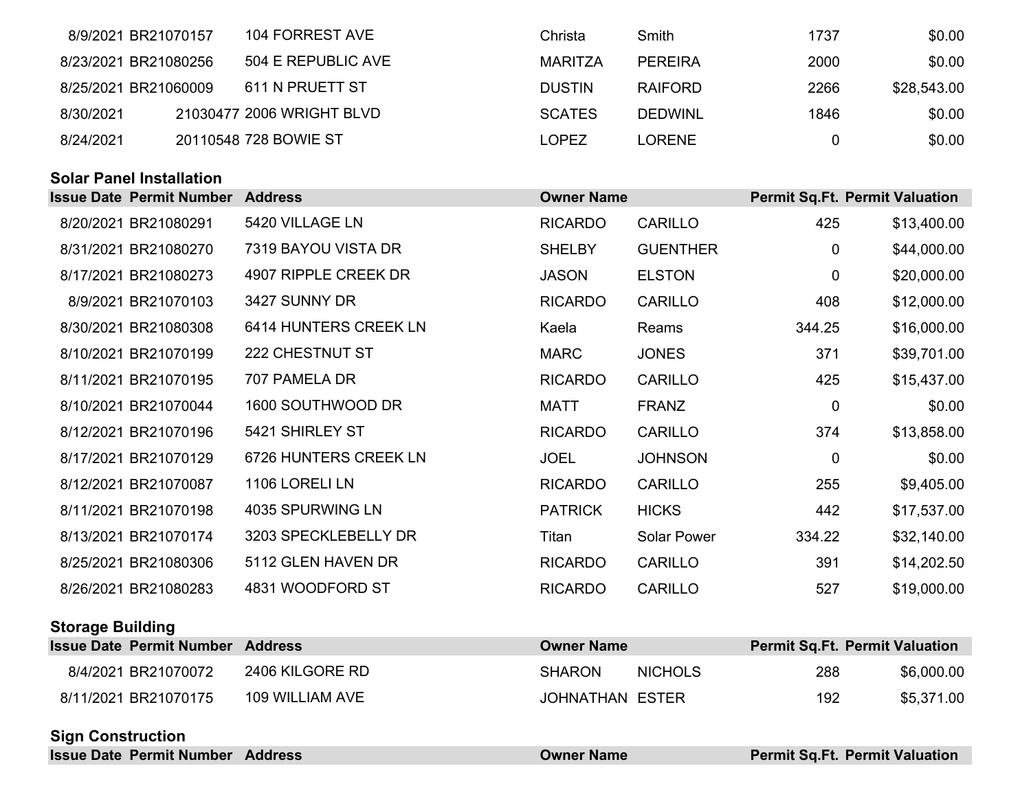| Issue Date | Permit Number | Address | Owner Name | | Permit Sq.Ft. | Permit Valuation |
|---|---|---|---|---|---|---|
| 8/9/2021 | BR21070157 | 104 FORREST AVE | Christa | Smith | 1737 | $0.00 |
| 8/23/2021 | BR21080256 | 504 E REPUBLIC AVE | MARITZA | PEREIRA | 2000 | $0.00 |
| 8/25/2021 | BR21060009 | 611 N PRUETT ST | DUSTIN | RAIFORD | 2266 | $28,543.00 |
| 8/30/2021 | 21030477 | 2006 WRIGHT BLVD | SCATES | DEDWINL | 1846 | $0.00 |
| 8/24/2021 | 20110548 | 728 BOWIE ST | LOPEZ | LORENE | 0 | $0.00 |

**Solar Panel Installation**

| Issue Date | Permit Number | Address | Owner Name | | Permit Sq.Ft. | Permit Valuation |
|---|---|---|---|---|---|---|
| 8/20/2021 | BR21080291 | 5420 VILLAGE LN | RICARDO | CARILLO | 425 | $13,400.00 |
| 8/31/2021 | BR21080270 | 7319 BAYOU VISTA DR | SHELBY | GUENTHER | 0 | $44,000.00 |
| 8/17/2021 | BR21080273 | 4907 RIPPLE CREEK DR | JASON | ELSTON | 0 | $20,000.00 |
| 8/9/2021 | BR21070103 | 3427 SUNNY DR | RICARDO | CARILLO | 408 | $12,000.00 |
| 8/30/2021 | BR21080308 | 6414 HUNTERS CREEK LN | Kaela | Reams | 344.25 | $16,000.00 |
| 8/10/2021 | BR21070199 | 222 CHESTNUT ST | MARC | JONES | 371 | $39,701.00 |
| 8/11/2021 | BR21070195 | 707 PAMELA DR | RICARDO | CARILLO | 425 | $15,437.00 |
| 8/10/2021 | BR21070044 | 1600 SOUTHWOOD DR | MATT | FRANZ | 0 | $0.00 |
| 8/12/2021 | BR21070196 | 5421 SHIRLEY ST | RICARDO | CARILLO | 374 | $13,858.00 |
| 8/17/2021 | BR21070129 | 6726 HUNTERS CREEK LN | JOEL | JOHNSON | 0 | $0.00 |
| 8/12/2021 | BR21070087 | 1106 LORELI LN | RICARDO | CARILLO | 255 | $9,405.00 |
| 8/11/2021 | BR21070198 | 4035 SPURWING LN | PATRICK | HICKS | 442 | $17,537.00 |
| 8/13/2021 | BR21070174 | 3203 SPECKLEBELLY DR | Titan | Solar Power | 334.22 | $32,140.00 |
| 8/25/2021 | BR21080306 | 5112 GLEN HAVEN DR | RICARDO | CARILLO | 391 | $14,202.50 |
| 8/26/2021 | BR21080283 | 4831 WOODFORD ST | RICARDO | CARILLO | 527 | $19,000.00 |

**Storage Building**

| Issue Date | Permit Number | Address | Owner Name | | Permit Sq.Ft. | Permit Valuation |
|---|---|---|---|---|---|---|
| 8/4/2021 | BR21070072 | 2406 KILGORE RD | SHARON | NICHOLS | 288 | $6,000.00 |
| 8/11/2021 | BR21070175 | 109 WILLIAM AVE | JOHNATHAN | ESTER | 192 | $5,371.00 |

**Sign Construction**

| Issue Date | Permit Number | Address | Owner Name | | Permit Sq.Ft. | Permit Valuation |
|---|---|---|---|---|---|---|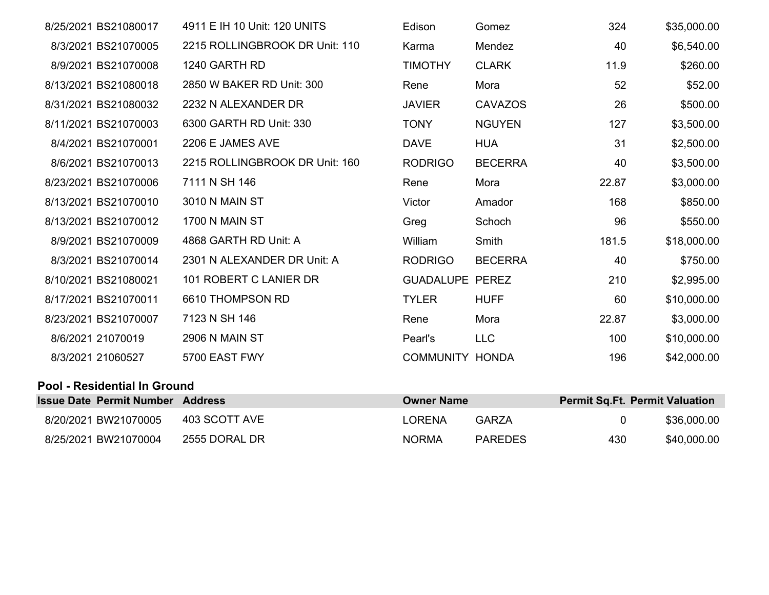| | | | | | | |
|---|---|---|---|---|---|---|
| 8/25/2021 | BS21080017 | 4911 E IH 10 Unit: 120 UNITS | Edison | Gomez | 324 | $35,000.00 |
| 8/3/2021 | BS21070005 | 2215 ROLLINGBROOK DR Unit: 110 | Karma | Mendez | 40 | $6,540.00 |
| 8/9/2021 | BS21070008 | 1240 GARTH RD | TIMOTHY | CLARK | 11.9 | $260.00 |
| 8/13/2021 | BS21080018 | 2850 W BAKER RD Unit: 300 | Rene | Mora | 52 | $52.00 |
| 8/31/2021 | BS21080032 | 2232 N ALEXANDER DR | JAVIER | CAVAZOS | 26 | $500.00 |
| 8/11/2021 | BS21070003 | 6300 GARTH RD Unit: 330 | TONY | NGUYEN | 127 | $3,500.00 |
| 8/4/2021 | BS21070001 | 2206 E JAMES AVE | DAVE | HUA | 31 | $2,500.00 |
| 8/6/2021 | BS21070013 | 2215 ROLLINGBROOK DR Unit: 160 | RODRIGO | BECERRA | 40 | $3,500.00 |
| 8/23/2021 | BS21070006 | 7111 N SH 146 | Rene | Mora | 22.87 | $3,000.00 |
| 8/13/2021 | BS21070010 | 3010 N MAIN ST | Victor | Amador | 168 | $850.00 |
| 8/13/2021 | BS21070012 | 1700 N MAIN ST | Greg | Schoch | 96 | $550.00 |
| 8/9/2021 | BS21070009 | 4868 GARTH RD Unit: A | William | Smith | 181.5 | $18,000.00 |
| 8/3/2021 | BS21070014 | 2301 N ALEXANDER DR Unit: A | RODRIGO | BECERRA | 40 | $750.00 |
| 8/10/2021 | BS21080021 | 101 ROBERT C LANIER DR | GUADALUPE | PEREZ | 210 | $2,995.00 |
| 8/17/2021 | BS21070011 | 6610 THOMPSON RD | TYLER | HUFF | 60 | $10,000.00 |
| 8/23/2021 | BS21070007 | 7123 N SH 146 | Rene | Mora | 22.87 | $3,000.00 |
| 8/6/2021 | 21070019 | 2906 N MAIN ST | Pearl's | LLC | 100 | $10,000.00 |
| 8/3/2021 | 21060527 | 5700 EAST FWY | COMMUNITY | HONDA | 196 | $42,000.00 |

### Pool - Residential In Ground

| Issue Date | Permit Number | Address | Owner Name | | Permit Sq.Ft. | Permit Valuation |
|---|---|---|---|---|---|---|
| 8/20/2021 | BW21070005 | 403 SCOTT AVE | LORENA | GARZA | 0 | $36,000.00 |
| 8/25/2021 | BW21070004 | 2555 DORAL DR | NORMA | PAREDES | 430 | $40,000.00 |